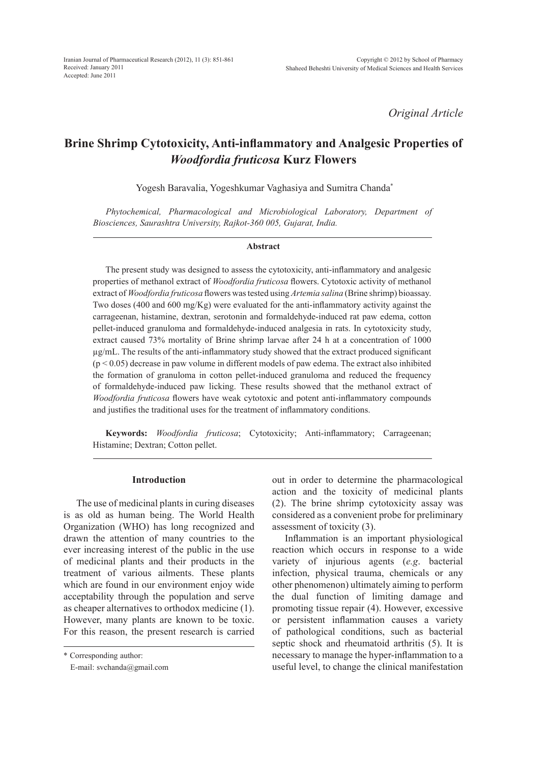*Original Article*

# Brine Shrimp Cytotoxicity, Anti-inflammatory and Analgesic Properties of *Woodfordia fruticosa* Kurz Flowers

Yogesh Baravalia, Yogeshkumar Vaghasiya and Sumitra Chanda[*]

*Phytochemical, Pharmacological and Microbiological Laboratory, Department of Biosciences, Saurashtra University, Rajkot-360 005, Gujarat, India.*

## Abstract

The present study was designed to assess the cytotoxicity, anti-inflammatory and analgesic properties of methanol extract of *Woodfordia fruticosa* flowers. Cytotoxic activity of methanol extract of *Woodfordia fruticosa* flowers was tested using *Artemia salina* (Brine shrimp) bioassay. Two doses (400 and 600 mg/Kg) were evaluated for the anti-inflammatory activity against the carrageenan, histamine, dextran, serotonin and formaldehyde-induced rat paw edema, cotton pellet-induced granuloma and formaldehyde-induced analgesia in rats. In cytotoxicity study, extract caused 73% mortality of Brine shrimp larvae after 24 h at a concentration of 1000 µg/mL. The results of the anti-inflammatory study showed that the extract produced significant ($p < 0.05$) decrease in paw volume in different models of paw edema. The extract also inhibited the formation of granuloma in cotton pellet-induced granuloma and reduced the frequency of formaldehyde-induced paw licking. These results showed that the methanol extract of *Woodfordia fruticosa* flowers have weak cytotoxic and potent anti-inflammatory compounds and justifies the traditional uses for the treatment of inflammatory conditions.

**Keywords:** *Woodfordia fruticosa*; Cytotoxicity; Anti-inflammatory; Carrageenan; Histamine; Dextran; Cotton pellet.

## Introduction

The use of medicinal plants in curing diseases is as old as human being. The World Health Organization (WHO) has long recognized and drawn the attention of many countries to the ever increasing interest of the public in the use of medicinal plants and their products in the treatment of various ailments. These plants which are found in our environment enjoy wide acceptability through the population and serve as cheaper alternatives to orthodox medicine (1). However, many plants are known to be toxic. For this reason, the present research is carried out in order to determine the pharmacological action and the toxicity of medicinal plants (2). The brine shrimp cytotoxicity assay was considered as a convenient probe for preliminary assessment of toxicity (3).

Inflammation is an important physiological reaction which occurs in response to a wide variety of injurious agents (*e.g*. bacterial infection, physical trauma, chemicals or any other phenomenon) ultimately aiming to perform the dual function of limiting damage and promoting tissue repair (4). However, excessive or persistent inflammation causes a variety of pathological conditions, such as bacterial septic shock and rheumatoid arthritis (5). It is necessary to manage the hyper-inflammation to a useful level, to change the clinical manifestation

[*] Corresponding author:
E-mail: svchanda@gmail.com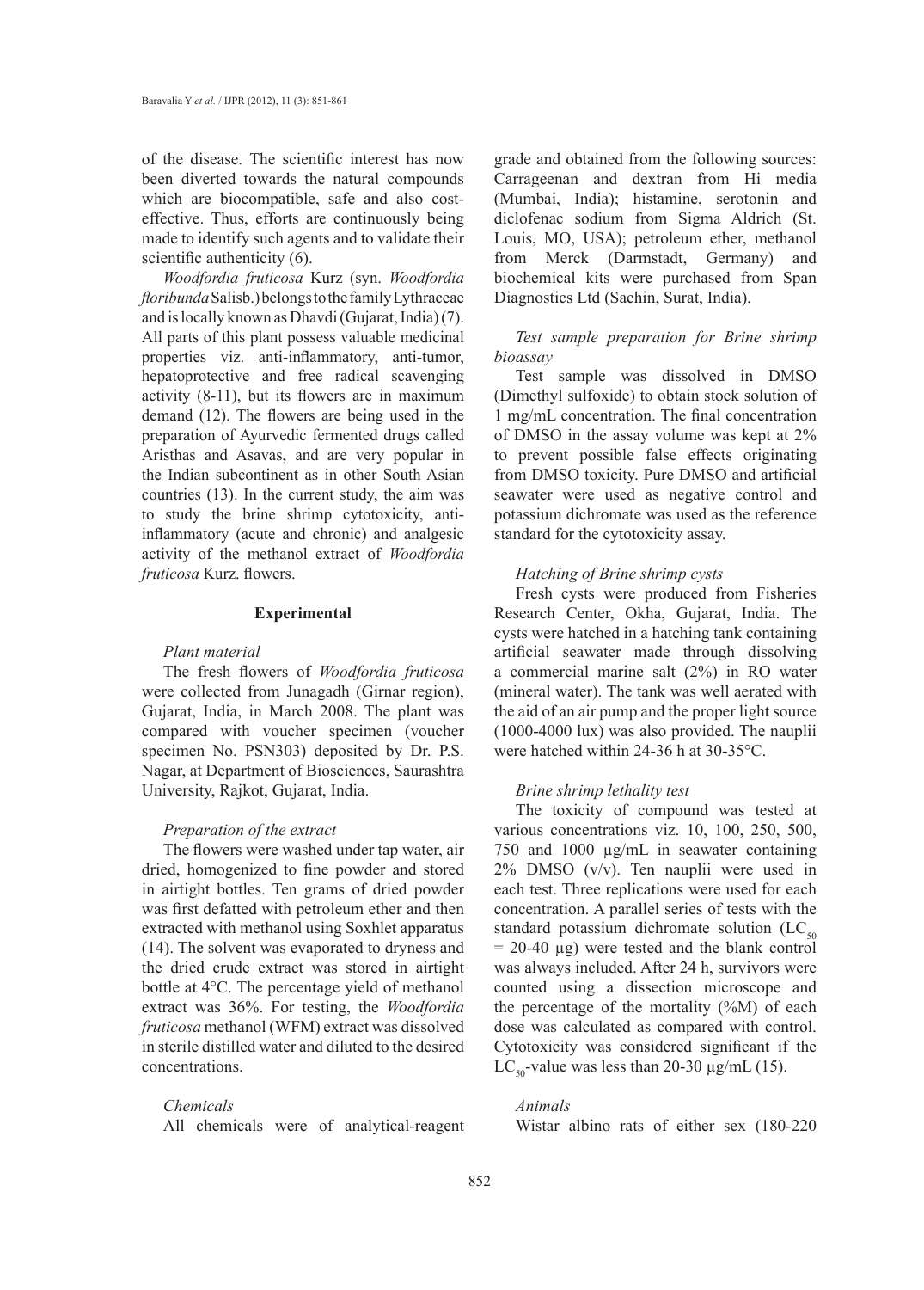of the disease. The scientific interest has now been diverted towards the natural compounds which are biocompatible, safe and also cost-effective. Thus, efforts are continuously being made to identify such agents and to validate their scientific authenticity (6).

*Woodfordia fruticosa* Kurz (syn. *Woodfordia floribunda* Salisb.) belongs to the family Lythraceae and is locally known as Dhavdi (Gujarat, India) (7). All parts of this plant possess valuable medicinal properties viz. anti-inflammatory, anti-tumor, hepatoprotective and free radical scavenging activity (8-11), but its flowers are in maximum demand (12). The flowers are being used in the preparation of Ayurvedic fermented drugs called Aristhas and Asavas, and are very popular in the Indian subcontinent as in other South Asian countries (13). In the current study, the aim was to study the brine shrimp cytotoxicity, anti-inflammatory (acute and chronic) and analgesic activity of the methanol extract of *Woodfordia fruticosa* Kurz. flowers.

## Experimental

### *Plant material*

The fresh flowers of *Woodfordia fruticosa* were collected from Junagadh (Girnar region), Gujarat, India, in March 2008. The plant was compared with voucher specimen (voucher specimen No. PSN303) deposited by Dr. P.S. Nagar, at Department of Biosciences, Saurashtra University, Rajkot, Gujarat, India.

### *Preparation of the extract*

The flowers were washed under tap water, air dried, homogenized to fine powder and stored in airtight bottles. Ten grams of dried powder was first defatted with petroleum ether and then extracted with methanol using Soxhlet apparatus (14). The solvent was evaporated to dryness and the dried crude extract was stored in airtight bottle at 4°C. The percentage yield of methanol extract was 36%. For testing, the *Woodfordia fruticosa* methanol (WFM) extract was dissolved in sterile distilled water and diluted to the desired concentrations.

### *Chemicals*

All chemicals were of analytical-reagent grade and obtained from the following sources: Carrageenan and dextran from Hi media (Mumbai, India); histamine, serotonin and diclofenac sodium from Sigma Aldrich (St. Louis, MO, USA); petroleum ether, methanol from Merck (Darmstadt, Germany) and biochemical kits were purchased from Span Diagnostics Ltd (Sachin, Surat, India).

### *Test sample preparation for Brine shrimp bioassay*

Test sample was dissolved in DMSO (Dimethyl sulfoxide) to obtain stock solution of 1 mg/mL concentration. The final concentration of DMSO in the assay volume was kept at 2% to prevent possible false effects originating from DMSO toxicity. Pure DMSO and artificial seawater were used as negative control and potassium dichromate was used as the reference standard for the cytotoxicity assay.

### *Hatching of Brine shrimp cysts*

Fresh cysts were produced from Fisheries Research Center, Okha, Gujarat, India. The cysts were hatched in a hatching tank containing artificial seawater made through dissolving a commercial marine salt (2%) in RO water (mineral water). The tank was well aerated with the aid of an air pump and the proper light source (1000-4000 lux) was also provided. The nauplii were hatched within 24-36 h at 30-35°C.

### *Brine shrimp lethality test*

The toxicity of compound was tested at various concentrations viz. 10, 100, 250, 500, 750 and 1000 µg/mL in seawater containing 2% DMSO (v/v). Ten nauplii were used in each test. Three replications were used for each concentration. A parallel series of tests with the standard potassium dichromate solution ($LC_{50}$ = 20-40 µg) were tested and the blank control was always included. After 24 h, survivors were counted using a dissection microscope and the percentage of the mortality (%M) of each dose was calculated as compared with control. Cytotoxicity was considered significant if the $LC_{50}$-value was less than 20-30 µg/mL (15).

### *Animals*

Wistar albino rats of either sex (180-220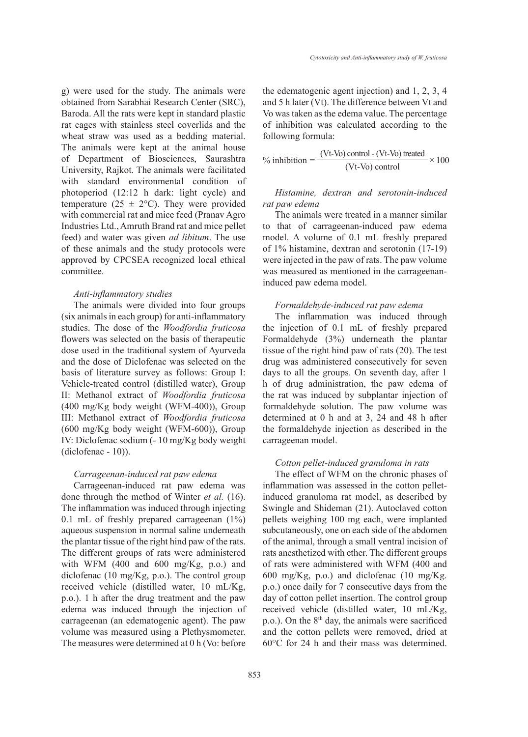g) were used for the study. The animals were obtained from Sarabhai Research Center (SRC), Baroda. All the rats were kept in standard plastic rat cages with stainless steel coverlids and the wheat straw was used as a bedding material. The animals were kept at the animal house of Department of Biosciences, Saurashtra University, Rajkot. The animals were facilitated with standard environmental condition of photoperiod (12:12 h dark: light cycle) and temperature (25 ± 2°C). They were provided with commercial rat and mice feed (Pranav Agro Industries Ltd., Amruth Brand rat and mice pellet feed) and water was given *ad libitum*. The use of these animals and the study protocols were approved by CPCSEA recognized local ethical committee.

### *Anti-inflammatory studies*

The animals were divided into four groups (six animals in each group) for anti-inflammatory studies. The dose of the *Woodfordia fruticosa* flowers was selected on the basis of therapeutic dose used in the traditional system of Ayurveda and the dose of Diclofenac was selected on the basis of literature survey as follows: Group I: Vehicle-treated control (distilled water), Group II: Methanol extract of *Woodfordia fruticosa* (400 mg/Kg body weight (WFM-400)), Group III: Methanol extract of *Woodfordia fruticosa* (600 mg/Kg body weight (WFM-600)), Group IV: Diclofenac sodium (- 10 mg/Kg body weight (diclofenac - 10)).

### *Carrageenan-induced rat paw edema*

Carrageenan-induced rat paw edema was done through the method of Winter *et al.* (16). The inflammation was induced through injecting 0.1 mL of freshly prepared carrageenan (1%) aqueous suspension in normal saline underneath the plantar tissue of the right hind paw of the rats. The different groups of rats were administered with WFM (400 and 600 mg/Kg, p.o.) and diclofenac (10 mg/Kg, p.o.). The control group received vehicle (distilled water, 10 mL/Kg, p.o.). 1 h after the drug treatment and the paw edema was induced through the injection of carrageenan (an edematogenic agent). The paw volume was measured using a Plethysmometer. The measures were determined at 0 h (Vo: before the edematogenic agent injection) and 1, 2, 3, 4 and 5 h later (Vt). The difference between Vt and Vo was taken as the edema value. The percentage of inhibition was calculated according to the following formula:

$$\% \text{ inhibition} = \frac{(\text{Vt-Vo}) \text{ control} - (\text{Vt-Vo}) \text{ treated}}{(\text{Vt-Vo}) \text{ control}} \times 100$$

### *Histamine, dextran and serotonin-induced rat paw edema*

The animals were treated in a manner similar to that of carrageenan-induced paw edema model. A volume of 0.1 mL freshly prepared of 1% histamine, dextran and serotonin (17-19) were injected in the paw of rats. The paw volume was measured as mentioned in the carrageenan-induced paw edema model.

### *Formaldehyde-induced rat paw edema*

The inflammation was induced through the injection of 0.1 mL of freshly prepared Formaldehyde (3%) underneath the plantar tissue of the right hind paw of rats (20). The test drug was administered consecutively for seven days to all the groups. On seventh day, after 1 h of drug administration, the paw edema of the rat was induced by subplantar injection of formaldehyde solution. The paw volume was determined at 0 h and at 3, 24 and 48 h after the formaldehyde injection as described in the carrageenan model.

### *Cotton pellet-induced granuloma in rats*

The effect of WFM on the chronic phases of inflammation was assessed in the cotton pellet-induced granuloma rat model, as described by Swingle and Shideman (21). Autoclaved cotton pellets weighing 100 mg each, were implanted subcutaneously, one on each side of the abdomen of the animal, through a small ventral incision of rats anesthetized with ether. The different groups of rats were administered with WFM (400 and 600 mg/Kg, p.o.) and diclofenac (10 mg/Kg. p.o.) once daily for 7 consecutive days from the day of cotton pellet insertion. The control group received vehicle (distilled water, 10 mL/Kg, p.o.). On the 8$^{th}$ day, the animals were sacrificed and the cotton pellets were removed, dried at 60°C for 24 h and their mass was determined.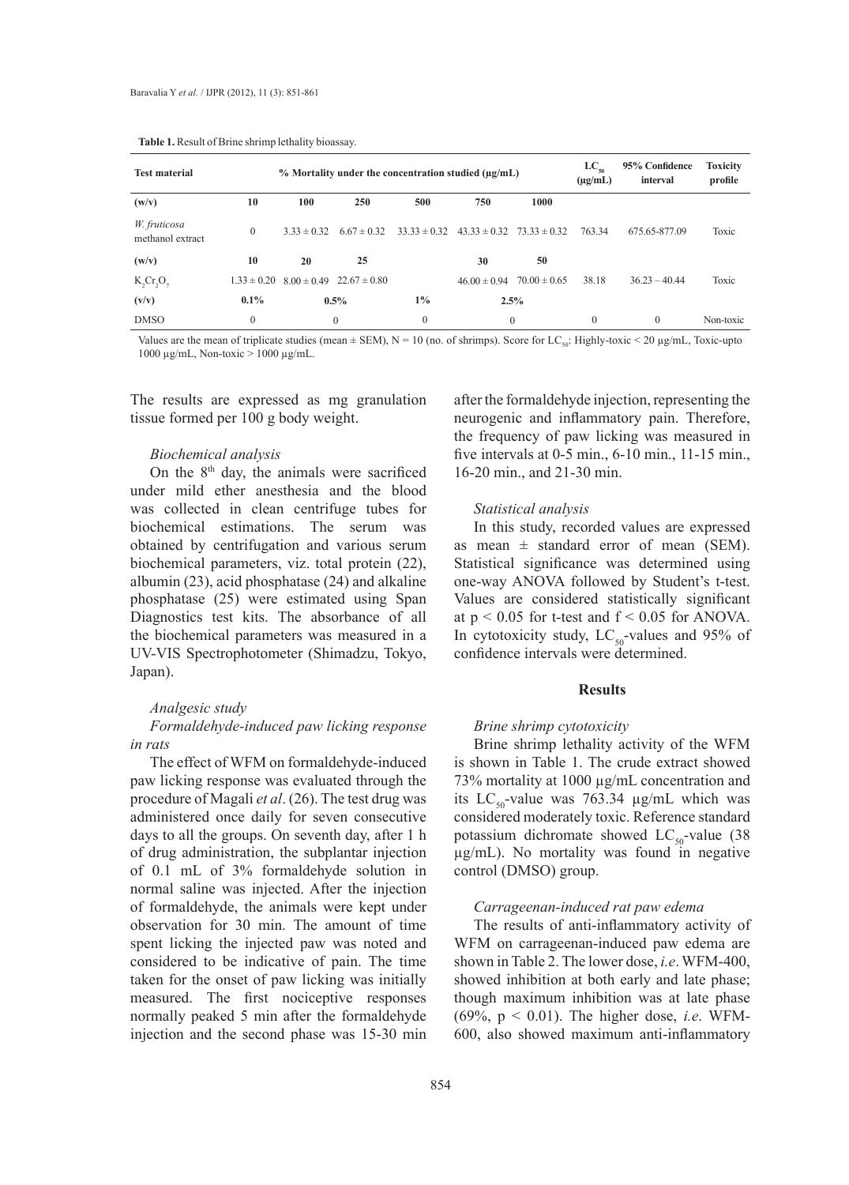**Table 1.** Result of Brine shrimp lethality bioassay.

| Test material | % Mortality under the concentration studied (µg/mL) | | | | | | $LC_{50}$ (µg/mL) | 95% Confidence interval | Toxicity profile |
|---|---|---|---|---|---|---|---|---|---|
| (w/v) | 10 | 100 | 250 | 500 | 750 | 1000 | | | |
| *W. fruticosa* methanol extract | 0 | 3.33 ± 0.32 | 6.67 ± 0.32 | 33.33 ± 0.32 | 43.33 ± 0.32 | 73.33 ± 0.32 | 763.34 | 675.65-877.09 | Toxic |
| (w/v) | 10 | 20 | 25 | | 30 | 50 | | | |
| $K_2Cr_2O_7$ | 1.33 ± 0.20 | 8.00 ± 0.49 | 22.67 ± 0.80 | | 46.00 ± 0.94 | 70.00 ± 0.65 | 38.18 | 36.23 – 40.44 | Toxic |
| (v/v) | 0.1% | 0.5% | | 1% | 2.5% | | | | |
| DMSO | 0 | 0 | | 0 | 0 | | 0 | 0 | Non-toxic |

Values are the mean of triplicate studies (mean ± SEM), N = 10 (no. of shrimps). Score for $LC_{50}$: Highly-toxic < 20 µg/mL, Toxic-upto 1000 µg/mL, Non-toxic > 1000 µg/mL.

The results are expressed as mg granulation tissue formed per 100 g body weight.

*Biochemical analysis*

On the 8th day, the animals were sacrificed under mild ether anesthesia and the blood was collected in clean centrifuge tubes for biochemical estimations. The serum was obtained by centrifugation and various serum biochemical parameters, viz. total protein (22), albumin (23), acid phosphatase (24) and alkaline phosphatase (25) were estimated using Span Diagnostics test kits. The absorbance of all the biochemical parameters was measured in a UV-VIS Spectrophotometer (Shimadzu, Tokyo, Japan).

*Analgesic study*

*Formaldehyde-induced paw licking response in rats*

The effect of WFM on formaldehyde-induced paw licking response was evaluated through the procedure of Magali *et al*. (26). The test drug was administered once daily for seven consecutive days to all the groups. On seventh day, after 1 h of drug administration, the subplantar injection of 0.1 mL of 3% formaldehyde solution in normal saline was injected. After the injection of formaldehyde, the animals were kept under observation for 30 min. The amount of time spent licking the injected paw was noted and considered to be indicative of pain. The time taken for the onset of paw licking was initially measured. The first nociceptive responses normally peaked 5 min after the formaldehyde injection and the second phase was 15-30 min after the formaldehyde injection, representing the neurogenic and inflammatory pain. Therefore, the frequency of paw licking was measured in five intervals at 0-5 min., 6-10 min., 11-15 min., 16-20 min., and 21-30 min.

*Statistical analysis*

In this study, recorded values are expressed as mean ± standard error of mean (SEM). Statistical significance was determined using one-way ANOVA followed by Student's t-test. Values are considered statistically significant at $p < 0.05$ for t-test and $f < 0.05$ for ANOVA. In cytotoxicity study, $LC_{50}$-values and 95% of confidence intervals were determined.

## Results

*Brine shrimp cytotoxicity*

Brine shrimp lethality activity of the WFM is shown in Table 1. The crude extract showed 73% mortality at 1000 µg/mL concentration and its $LC_{50}$-value was 763.34 µg/mL which was considered moderately toxic. Reference standard potassium dichromate showed $LC_{50}$-value (38 µg/mL). No mortality was found in negative control (DMSO) group.

*Carrageenan-induced rat paw edema*

The results of anti-inflammatory activity of WFM on carrageenan-induced paw edema are shown in Table 2. The lower dose, *i.e*. WFM-400, showed inhibition at both early and late phase; though maximum inhibition was at late phase (69%, $p < 0.01$). The higher dose, *i.e.* WFM-600, also showed maximum anti-inflammatory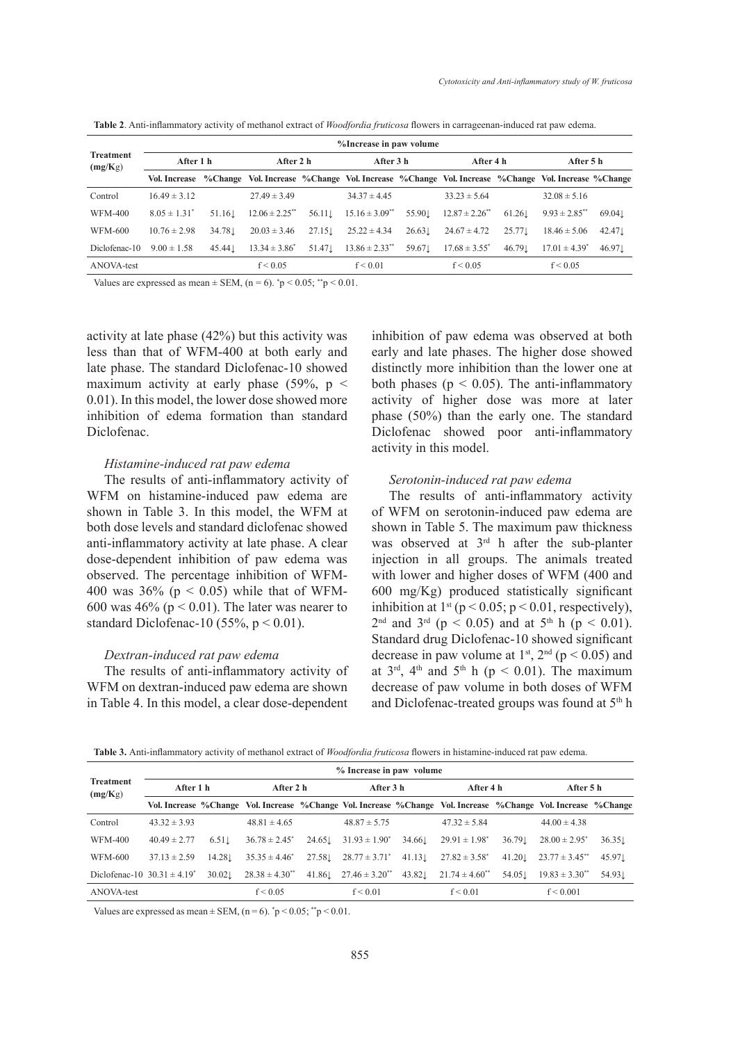**Table 2**. Anti-inflammatory activity of methanol extract of *Woodfordia fruticosa* flowers in carrageenan-induced rat paw edema.

| Treatment (mg/Kg) | %Increase in paw volume | | | | | | | | | |
|---|---|---|---|---|---|---|---|---|---|---|
| | After 1 h | | After 2 h | | After 3 h | | After 4 h | | After 5 h | |
| | Vol. Increase | %Change | Vol. Increase | %Change | Vol. Increase | %Change | Vol. Increase | %Change | Vol. Increase | %Change |
| Control | 16.49 ± 3.12 | | 27.49 ± 3.49 | | 34.37 ± 4.45 | | 33.23 ± 5.64 | | 32.08 ± 5.16 | |
| WFM-400 | 8.05 ± 1.31* | 51.16↓ | 12.06 ± 2.25** | 56.11↓ | 15.16 ± 3.09** | 55.90↓ | 12.87 ± 2.26** | 61.26↓ | 9.93 ± 2.85** | 69.04↓ |
| WFM-600 | 10.76 ± 2.98 | 34.78↓ | 20.03 ± 3.46 | 27.15↓ | 25.22 ± 4.34 | 26.63↓ | 24.67 ± 4.72 | 25.77↓ | 18.46 ± 5.06 | 42.47↓ |
| Diclofenac-10 | 9.00 ± 1.58 | 45.44↓ | 13.34 ± 3.86* | 51.47↓ | 13.86 ± 2.33** | 59.67↓ | 17.68 ± 3.55* | 46.79↓ | 17.01 ± 4.39* | 46.97↓ |
| ANOVA-test | | | f < 0.05 | | f < 0.01 | | f < 0.05 | | f < 0.05 | |

Values are expressed as mean ± SEM, (n = 6). *p < 0.05; **p < 0.01.

activity at late phase (42%) but this activity was less than that of WFM-400 at both early and late phase. The standard Diclofenac-10 showed maximum activity at early phase (59%, $p < 0.01$). In this model, the lower dose showed more inhibition of edema formation than standard Diclofenac.

*Histamine-induced rat paw edema*

The results of anti-inflammatory activity of WFM on histamine-induced paw edema are shown in Table 3. In this model, the WFM at both dose levels and standard diclofenac showed anti-inflammatory activity at late phase. A clear dose-dependent inhibition of paw edema was observed. The percentage inhibition of WFM-400 was 36% ($p < 0.05$) while that of WFM-600 was 46% ($p < 0.01$). The later was nearer to standard Diclofenac-10 (55%, $p < 0.01$).

*Dextran-induced rat paw edema*

The results of anti-inflammatory activity of WFM on dextran-induced paw edema are shown in Table 4. In this model, a clear dose-dependent inhibition of paw edema was observed at both early and late phases. The higher dose showed distinctly more inhibition than the lower one at both phases ($p < 0.05$). The anti-inflammatory activity of higher dose was more at later phase (50%) than the early one. The standard Diclofenac showed poor anti-inflammatory activity in this model.

*Serotonin-induced rat paw edema*

The results of anti-inflammatory activity of WFM on serotonin-induced paw edema are shown in Table 5. The maximum paw thickness was observed at 3rd h after the sub-planter injection in all groups. The animals treated with lower and higher doses of WFM (400 and 600 mg/Kg) produced statistically significant inhibition at 1st ($p < 0.05$; $p < 0.01$, respectively), 2nd and 3rd ($p < 0.05$) and at 5th h ($p < 0.01$). Standard drug Diclofenac-10 showed significant decrease in paw volume at 1st, 2nd ($p < 0.05$) and at 3rd, 4th and 5th h ($p < 0.01$). The maximum decrease of paw volume in both doses of WFM and Diclofenac-treated groups was found at 5th h

**Table 3.** Anti-inflammatory activity of methanol extract of *Woodfordia fruticosa* flowers in histamine-induced rat paw edema.

| Treatment (mg/Kg) | % Increase in paw volume | | | | | | | | | |
|---|---|---|---|---|---|---|---|---|---|---|
| | After 1 h | | After 2 h | | After 3 h | | After 4 h | | After 5 h | |
| | Vol. Increase | %Change | Vol. Increase | %Change | Vol. Increase | %Change | Vol. Increase | %Change | Vol. Increase | %Change |
| Control | 43.32 ± 3.93 | | 48.81 ± 4.65 | | 48.87 ± 5.75 | | 47.32 ± 5.84 | | 44.00 ± 4.38 | |
| WFM-400 | 40.49 ± 2.77 | 6.51↓ | 36.78 ± 2.45* | 24.65↓ | 31.93 ± 1.90* | 34.66↓ | 29.91 ± 1.98* | 36.79↓ | 28.00 ± 2.95* | 36.35↓ |
| WFM-600 | 37.13 ± 2.59 | 14.28↓ | 35.35 ± 4.46* | 27.58↓ | 28.77 ± 3.71* | 41.13↓ | 27.82 ± 3.58* | 41.20↓ | 23.77 ± 3.45** | 45.97↓ |
| Diclofenac-10 | 30.31 ± 4.19* | 30.02↓ | 28.38 ± 4.30** | 41.86↓ | 27.46 ± 3.20** | 43.82↓ | 21.74 ± 4.60** | 54.05↓ | 19.83 ± 3.30** | 54.93↓ |
| ANOVA-test | | | f < 0.05 | | f < 0.01 | | f < 0.01 | | f < 0.001 | |

Values are expressed as mean ± SEM, (n = 6). *p < 0.05; **p < 0.01.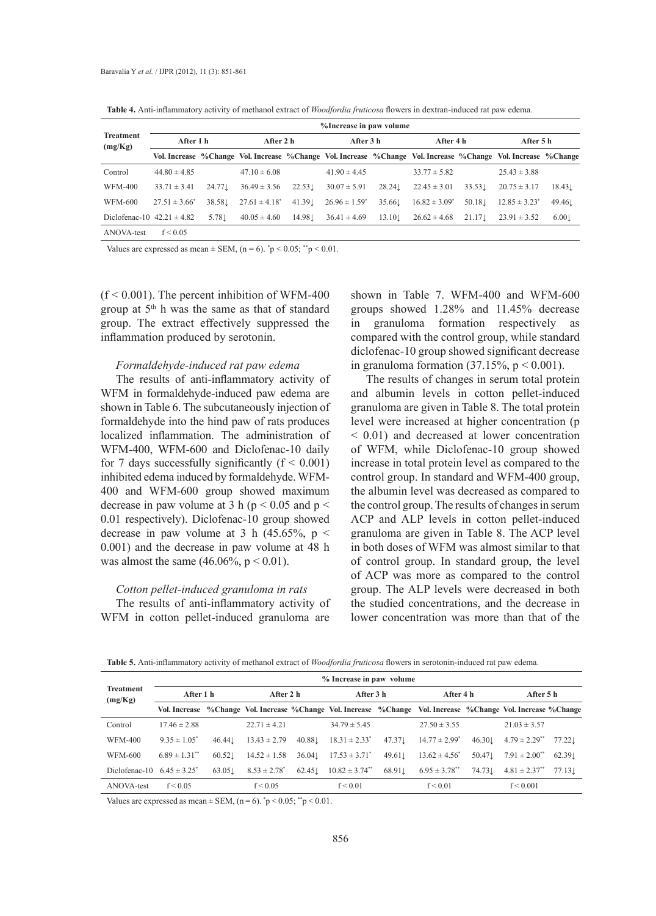**Table 4.** Anti-inflammatory activity of methanol extract of *Woodfordia fruticosa* flowers in dextran-induced rat paw edema.

| Treatment (mg/Kg) | %Increase in paw volume | | | | | | | | | |
|---|---|---|---|---|---|---|---|---|---|---|
| | After 1 h | | After 2 h | | After 3 h | | After 4 h | | After 5 h | |
| | Vol. Increase | %Change | Vol. Increase | %Change | Vol. Increase | %Change | Vol. Increase | %Change | Vol. Increase | %Change |
| Control | 44.80 ± 4.85 | | 47.10 ± 6.08 | | 41.90 ± 4.45 | | 33.77 ± 5.82 | | 25.43 ± 3.88 | |
| WFM-400 | 33.71 ± 3.41 | 24.77↓ | 36.49 ± 3.56 | 22.53↓ | 30.07 ± 5.91 | 28.24↓ | 22.45 ± 3.01 | 33.53↓ | 20.75 ± 3.17 | 18.43↓ |
| WFM-600 | 27.51 ± 3.66* | 38.58↓ | 27.61 ± 4.18* | 41.39↓ | 26.96 ± 1.59* | 35.66↓ | 16.82 ± 3.09* | 50.18↓ | 12.85 ± 3.23* | 49.46↓ |
| Diclofenac-10 | 42.21 ± 4.82 | 5.78↓ | 40.05 ± 4.60 | 14.98↓ | 36.41 ± 4.69 | 13.10↓ | 26.62 ± 4.68 | 21.17↓ | 23.91 ± 3.52 | 6.00↓ |
| ANOVA-test | f < 0.05 | | | | | | | | | |

Values are expressed as mean ± SEM, (n = 6). *p < 0.05; **p < 0.01.

($f < 0.001$). The percent inhibition of WFM-400 group at 5th h was the same as that of standard group. The extract effectively suppressed the inflammation produced by serotonin.

*Formaldehyde-induced rat paw edema*

The results of anti-inflammatory activity of WFM in formaldehyde-induced paw edema are shown in Table 6. The subcutaneously injection of formaldehyde into the hind paw of rats produces localized inflammation. The administration of WFM-400, WFM-600 and Diclofenac-10 daily for 7 days successfully significantly ($f < 0.001$) inhibited edema induced by formaldehyde. WFM-400 and WFM-600 group showed maximum decrease in paw volume at 3 h ($p < 0.05$ and $p < 0.01$ respectively). Diclofenac-10 group showed decrease in paw volume at 3 h (45.65%, $p < 0.001$) and the decrease in paw volume at 48 h was almost the same (46.06%, $p < 0.01$).

*Cotton pellet-induced granuloma in rats*

The results of anti-inflammatory activity of WFM in cotton pellet-induced granuloma are shown in Table 7. WFM-400 and WFM-600 groups showed 1.28% and 11.45% decrease in granuloma formation respectively as compared with the control group, while standard diclofenac-10 group showed significant decrease in granuloma formation (37.15%, $p < 0.001$).

The results of changes in serum total protein and albumin levels in cotton pellet-induced granuloma are given in Table 8. The total protein level were increased at higher concentration ($p < 0.01$) and decreased at lower concentration of WFM, while Diclofenac-10 group showed increase in total protein level as compared to the control group. In standard and WFM-400 group, the albumin level was decreased as compared to the control group. The results of changes in serum ACP and ALP levels in cotton pellet-induced granuloma are given in Table 8. The ACP level in both doses of WFM was almost similar to that of control group. In standard group, the level of ACP was more as compared to the control group. The ALP levels were decreased in both the studied concentrations, and the decrease in lower concentration was more than that of the

**Table 5.** Anti-inflammatory activity of methanol extract of *Woodfordia fruticosa* flowers in serotonin-induced rat paw edema.

| Treatment (mg/Kg) | % Increase in paw volume | | | | | | | | | |
|---|---|---|---|---|---|---|---|---|---|---|
| | After 1 h | | After 2 h | | After 3 h | | After 4 h | | After 5 h | |
| | Vol. Increase | %Change | Vol. Increase | %Change | Vol. Increase | %Change | Vol. Increase | %Change | Vol. Increase | %Change |
| Control | 17.46 ± 2.88 | | 22.71 ± 4.21 | | 34.79 ± 5.45 | | 27.50 ± 3.55 | | 21.03 ± 3.57 | |
| WFM-400 | 9.35 ± 1.05* | 46.44↓ | 13.43 ± 2.79 | 40.88↓ | 18.31 ± 2.33* | 47.37↓ | 14.77 ± 2.99* | 46.30↓ | 4.79 ± 2.29** | 77.22↓ |
| WFM-600 | 6.89 ± 1.31** | 60.52↓ | 14.52 ± 1.58 | 36.04↓ | 17.53 ± 3.71* | 49.61↓ | 13.62 ± 4.56* | 50.47↓ | 7.91 ± 2.00** | 62.39↓ |
| Diclofenac-10 | 6.45 ± 3.25* | 63.05↓ | 8.53 ± 2.78* | 62.45↓ | 10.82 ± 3.74** | 68.91↓ | 6.95 ± 3.78** | 74.73↓ | 4.81 ± 2.37** | 77.13↓ |
| ANOVA-test | f < 0.05 | | f < 0.05 | | f < 0.01 | | f < 0.01 | | f < 0.001 | |

Values are expressed as mean ± SEM, (n = 6). *p < 0.05; **p < 0.01.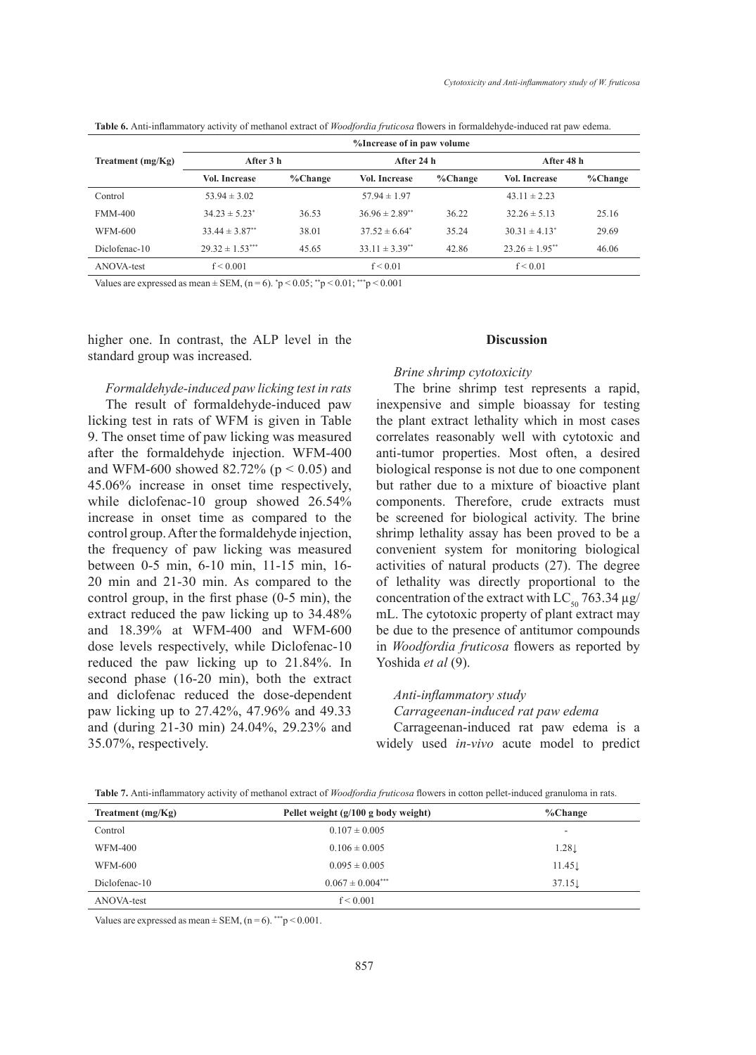**Table 6.** Anti-inflammatory activity of methanol extract of *Woodfordia fruticosa* flowers in formaldehyde-induced rat paw edema.

| Treatment (mg/Kg) | %Increase of in paw volume | | | | | |
|---|---|---|---|---|---|---|
| | After 3 h | | After 24 h | | After 48 h | |
| | Vol. Increase | %Change | Vol. Increase | %Change | Vol. Increase | %Change |
| Control | 53.94 ± 3.02 | | 57.94 ± 1.97 | | 43.11 ± 2.23 | |
| FMM-400 | 34.23 ± 5.23* | 36.53 | 36.96 ± 2.89** | 36.22 | 32.26 ± 5.13 | 25.16 |
| WFM-600 | 33.44 ± 3.87** | 38.01 | 37.52 ± 6.64* | 35.24 | 30.31 ± 4.13* | 29.69 |
| Diclofenac-10 | 29.32 ± 1.53*** | 45.65 | 33.11 ± 3.39** | 42.86 | 23.26 ± 1.95** | 46.06 |
| ANOVA-test | f < 0.001 | | f < 0.01 | | f < 0.01 | |

Values are expressed as mean ± SEM, (n = 6). *p < 0.05; **p < 0.01; ***p < 0.001

higher one. In contrast, the ALP level in the standard group was increased.

*Formaldehyde-induced paw licking test in rats*

The result of formaldehyde-induced paw licking test in rats of WFM is given in Table 9. The onset time of paw licking was measured after the formaldehyde injection. WFM-400 and WFM-600 showed 82.72% ($p < 0.05$) and 45.06% increase in onset time respectively, while diclofenac-10 group showed 26.54% increase in onset time as compared to the control group. After the formaldehyde injection, the frequency of paw licking was measured between 0-5 min, 6-10 min, 11-15 min, 16-20 min and 21-30 min. As compared to the control group, in the first phase (0-5 min), the extract reduced the paw licking up to 34.48% and 18.39% at WFM-400 and WFM-600 dose levels respectively, while Diclofenac-10 reduced the paw licking up to 21.84%. In second phase (16-20 min), both the extract and diclofenac reduced the dose-dependent paw licking up to 27.42%, 47.96% and 49.33 and (during 21-30 min) 24.04%, 29.23% and 35.07%, respectively.

## Discussion

*Brine shrimp cytotoxicity*

The brine shrimp test represents a rapid, inexpensive and simple bioassay for testing the plant extract lethality which in most cases correlates reasonably well with cytotoxic and anti-tumor properties. Most often, a desired biological response is not due to one component but rather due to a mixture of bioactive plant components. Therefore, crude extracts must be screened for biological activity. The brine shrimp lethality assay has been proved to be a convenient system for monitoring biological activities of natural products (27). The degree of lethality was directly proportional to the concentration of the extract with $LC_{50}$ 763.34 µg/mL. The cytotoxic property of plant extract may be due to the presence of antitumor compounds in *Woodfordia fruticosa* flowers as reported by Yoshida *et al* (9).

*Anti-inflammatory study*

*Carrageenan-induced rat paw edema*

Carrageenan-induced rat paw edema is a widely used *in-vivo* acute model to predict

**Table 7.** Anti-inflammatory activity of methanol extract of *Woodfordia fruticosa* flowers in cotton pellet-induced granuloma in rats.

| Treatment (mg/Kg) | Pellet weight (g/100 g body weight) | %Change |
|---|---|---|
| Control | 0.107 ± 0.005 | - |
| WFM-400 | 0.106 ± 0.005 | 1.28↓ |
| WFM-600 | 0.095 ± 0.005 | 11.45↓ |
| Diclofenac-10 | 0.067 ± 0.004*** | 37.15↓ |
| ANOVA-test | f < 0.001 | |

Values are expressed as mean ± SEM, (n = 6). ***p < 0.001.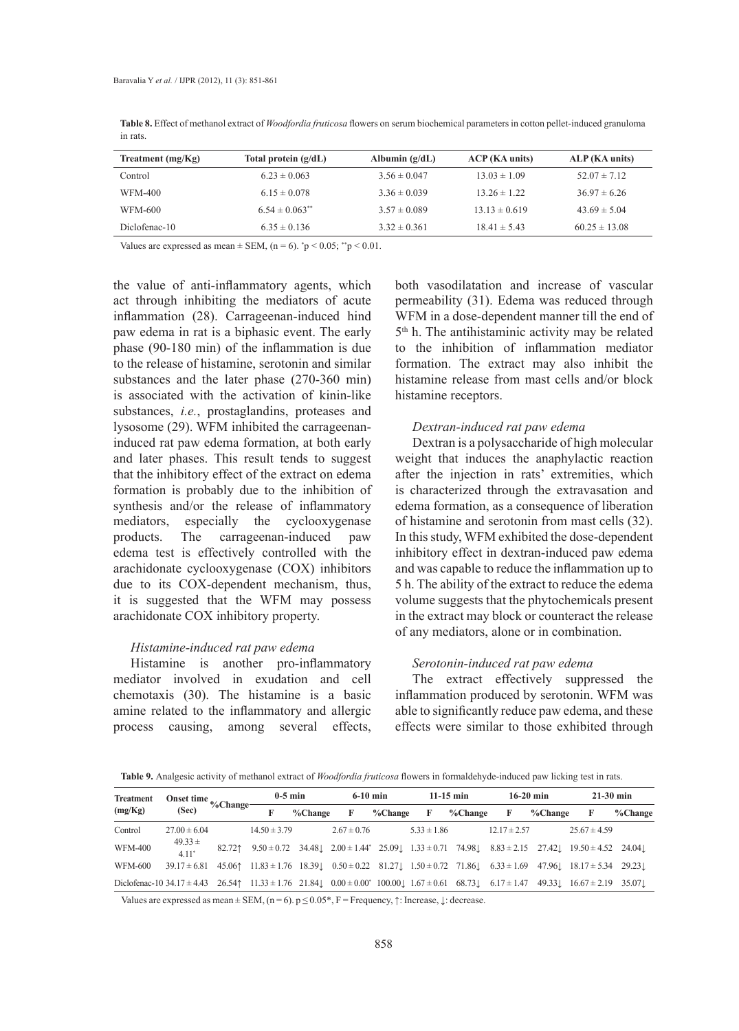**Table 8.** Effect of methanol extract of *Woodfordia fruticosa* flowers on serum biochemical parameters in cotton pellet-induced granuloma in rats.

| Treatment (mg/Kg) | Total protein (g/dL) | Albumin (g/dL) | ACP (KA units) | ALP (KA units) |
|---|---|---|---|---|
| Control | 6.23 ± 0.063 | 3.56 ± 0.047 | 13.03 ± 1.09 | 52.07 ± 7.12 |
| WFM-400 | 6.15 ± 0.078 | 3.36 ± 0.039 | 13.26 ± 1.22 | 36.97 ± 6.26 |
| WFM-600 | 6.54 ± 0.063** | 3.57 ± 0.089 | 13.13 ± 0.619 | 43.69 ± 5.04 |
| Diclofenac-10 | 6.35 ± 0.136 | 3.32 ± 0.361 | 18.41 ± 5.43 | 60.25 ± 13.08 |

Values are expressed as mean ± SEM, (n = 6). *$p < 0.05$; **$p < 0.01$.

the value of anti-inflammatory agents, which act through inhibiting the mediators of acute inflammation (28). Carrageenan-induced hind paw edema in rat is a biphasic event. The early phase (90-180 min) of the inflammation is due to the release of histamine, serotonin and similar substances and the later phase (270-360 min) is associated with the activation of kinin-like substances, *i.e.*, prostaglandins, proteases and lysosome (29). WFM inhibited the carrageenan-induced rat paw edema formation, at both early and later phases. This result tends to suggest that the inhibitory effect of the extract on edema formation is probably due to the inhibition of synthesis and/or the release of inflammatory mediators, especially the cyclooxygenase products. The carrageenan-induced paw edema test is effectively controlled with the arachidonate cyclooxygenase (COX) inhibitors due to its COX-dependent mechanism, thus, it is suggested that the WFM may possess arachidonate COX inhibitory property.

### *Histamine-induced rat paw edema*

Histamine is another pro-inflammatory mediator involved in exudation and cell chemotaxis (30). The histamine is a basic amine related to the inflammatory and allergic process causing, among several effects, both vasodilatation and increase of vascular permeability (31). Edema was reduced through WFM in a dose-dependent manner till the end of 5th h. The antihistaminic activity may be related to the inhibition of inflammation mediator formation. The extract may also inhibit the histamine release from mast cells and/or block histamine receptors.

### *Dextran-induced rat paw edema*

Dextran is a polysaccharide of high molecular weight that induces the anaphylactic reaction after the injection in rats' extremities, which is characterized through the extravasation and edema formation, as a consequence of liberation of histamine and serotonin from mast cells (32). In this study, WFM exhibited the dose-dependent inhibitory effect in dextran-induced paw edema and was capable to reduce the inflammation up to 5 h. The ability of the extract to reduce the edema volume suggests that the phytochemicals present in the extract may block or counteract the release of any mediators, alone or in combination.

### *Serotonin-induced rat paw edema*

The extract effectively suppressed the inflammation produced by serotonin. WFM was able to significantly reduce paw edema, and these effects were similar to those exhibited through

**Table 9.** Analgesic activity of methanol extract of *Woodfordia fruticosa* flowers in formaldehyde-induced paw licking test in rats.

| Treatment (mg/Kg) | Onset time (Sec) | %Change | 0-5 min | | 6-10 min | | 11-15 min | | 16-20 min | | 21-30 min | |
|---|---|---|---|---|---|---|---|---|---|---|---|---|
| | | | F | %Change | F | %Change | F | %Change | F | %Change | F | %Change |
| Control | 27.00 ± 6.04 | | 14.50 ± 3.79 | | 2.67 ± 0.76 | | 5.33 ± 1.86 | | 12.17 ± 2.57 | | 25.67 ± 4.59 | |
| WFM-400 | 49.33 ± 4.11* | 82.72↑ | 9.50 ± 0.72 | 34.48↓ | 2.00 ± 1.44* | 25.09↓ | 1.33 ± 0.71 | 74.98↓ | 8.83 ± 2.15 | 27.42↓ | 19.50 ± 4.52 | 24.04↓ |
| WFM-600 | 39.17 ± 6.81 | 45.06↑ | 11.83 ± 1.76 | 18.39↓ | 0.50 ± 0.22 | 81.27↓ | 1.50 ± 0.72 | 71.86↓ | 6.33 ± 1.69 | 47.96↓ | 18.17 ± 5.34 | 29.23↓ |
| Diclofenac-10 | 34.17 ± 4.43 | 26.54↑ | 11.33 ± 1.76 | 21.84↓ | 0.00 ± 0.00* | 100.00↓ | 1.67 ± 0.61 | 68.73↓ | 6.17 ± 1.47 | 49.33↓ | 16.67 ± 2.19 | 35.07↓ |

Values are expressed as mean ± SEM, (n = 6). $p \leq 0.05$*, F = Frequency, ↑: Increase, ↓: decrease.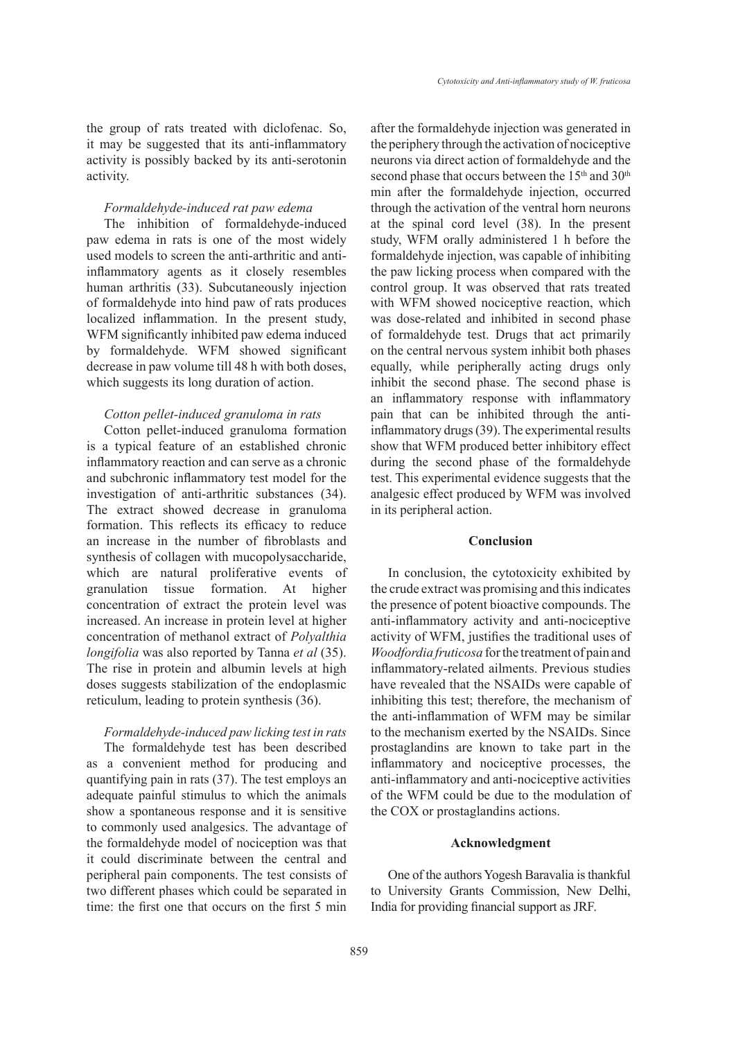the group of rats treated with diclofenac. So, it may be suggested that its anti-inflammatory activity is possibly backed by its anti-serotonin activity.

*Formaldehyde-induced rat paw edema*

The inhibition of formaldehyde-induced paw edema in rats is one of the most widely used models to screen the anti-arthritic and anti-inflammatory agents as it closely resembles human arthritis (33). Subcutaneously injection of formaldehyde into hind paw of rats produces localized inflammation. In the present study, WFM significantly inhibited paw edema induced by formaldehyde. WFM showed significant decrease in paw volume till 48 h with both doses, which suggests its long duration of action.

*Cotton pellet-induced granuloma in rats*

Cotton pellet-induced granuloma formation is a typical feature of an established chronic inflammatory reaction and can serve as a chronic and subchronic inflammatory test model for the investigation of anti-arthritic substances (34). The extract showed decrease in granuloma formation. This reflects its efficacy to reduce an increase in the number of fibroblasts and synthesis of collagen with mucopolysaccharide, which are natural proliferative events of granulation tissue formation. At higher concentration of extract the protein level was increased. An increase in protein level at higher concentration of methanol extract of *Polyalthia longifolia* was also reported by Tanna *et al* (35). The rise in protein and albumin levels at high doses suggests stabilization of the endoplasmic reticulum, leading to protein synthesis (36).

*Formaldehyde-induced paw licking test in rats*

The formaldehyde test has been described as a convenient method for producing and quantifying pain in rats (37). The test employs an adequate painful stimulus to which the animals show a spontaneous response and it is sensitive to commonly used analgesics. The advantage of the formaldehyde model of nociception was that it could discriminate between the central and peripheral pain components. The test consists of two different phases which could be separated in time: the first one that occurs on the first 5 min after the formaldehyde injection was generated in the periphery through the activation of nociceptive neurons via direct action of formaldehyde and the second phase that occurs between the 15th and 30th min after the formaldehyde injection, occurred through the activation of the ventral horn neurons at the spinal cord level (38). In the present study, WFM orally administered 1 h before the formaldehyde injection, was capable of inhibiting the paw licking process when compared with the control group. It was observed that rats treated with WFM showed nociceptive reaction, which was dose-related and inhibited in second phase of formaldehyde test. Drugs that act primarily on the central nervous system inhibit both phases equally, while peripherally acting drugs only inhibit the second phase. The second phase is an inflammatory response with inflammatory pain that can be inhibited through the anti-inflammatory drugs (39). The experimental results show that WFM produced better inhibitory effect during the second phase of the formaldehyde test. This experimental evidence suggests that the analgesic effect produced by WFM was involved in its peripheral action.

## Conclusion

In conclusion, the cytotoxicity exhibited by the crude extract was promising and this indicates the presence of potent bioactive compounds. The anti-inflammatory activity and anti-nociceptive activity of WFM, justifies the traditional uses of *Woodfordia fruticosa* for the treatment of pain and inflammatory-related ailments. Previous studies have revealed that the NSAIDs were capable of inhibiting this test; therefore, the mechanism of the anti-inflammation of WFM may be similar to the mechanism exerted by the NSAIDs. Since prostaglandins are known to take part in the inflammatory and nociceptive processes, the anti-inflammatory and anti-nociceptive activities of the WFM could be due to the modulation of the COX or prostaglandins actions.

## Acknowledgment

One of the authors Yogesh Baravalia is thankful to University Grants Commission, New Delhi, India for providing financial support as JRF.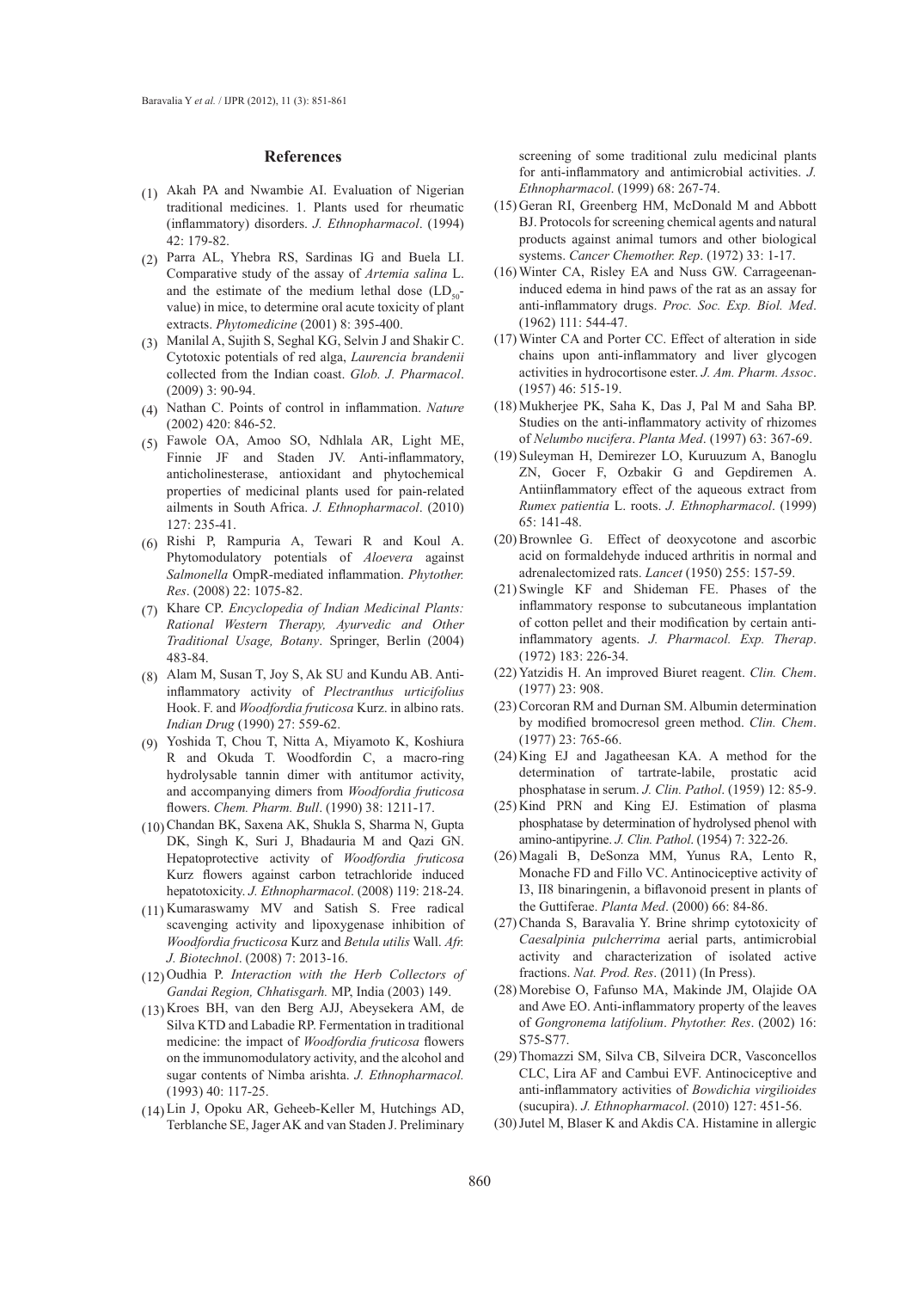## References

(1) Akah PA and Nwambie AI. Evaluation of Nigerian traditional medicines. 1. Plants used for rheumatic (inflammatory) disorders. *J. Ethnopharmacol*. (1994) 42: 179-82.

(2) Parra AL, Yhebra RS, Sardinas IG and Buela LI. Comparative study of the assay of *Artemia salina* L. and the estimate of the medium lethal dose ($LD_{50}$-value) in mice, to determine oral acute toxicity of plant extracts. *Phytomedicine* (2001) 8: 395-400.

(3) Manilal A, Sujith S, Seghal KG, Selvin J and Shakir C. Cytotoxic potentials of red alga, *Laurencia brandenii* collected from the Indian coast. *Glob. J. Pharmacol*. (2009) 3: 90-94.

(4) Nathan C. Points of control in inflammation. *Nature* (2002) 420: 846-52.

(5) Fawole OA, Amoo SO, Ndhlala AR, Light ME, Finnie JF and Staden JV. Anti-inflammatory, anticholinesterase, antioxidant and phytochemical properties of medicinal plants used for pain-related ailments in South Africa. *J. Ethnopharmacol*. (2010) 127: 235-41.

(6) Rishi P, Rampuria A, Tewari R and Koul A. Phytomodulatory potentials of *Aloevera* against *Salmonella* OmpR-mediated inflammation. *Phytother. Res*. (2008) 22: 1075-82.

(7) Khare CP. *Encyclopedia of Indian Medicinal Plants: Rational Western Therapy, Ayurvedic and Other Traditional Usage, Botany*. Springer, Berlin (2004) 483-84.

(8) Alam M, Susan T, Joy S, Ak SU and Kundu AB. Anti-inflammatory activity of *Plectranthus urticifolius* Hook. F. and *Woodfordia fruticosa* Kurz. in albino rats. *Indian Drug* (1990) 27: 559-62.

(9) Yoshida T, Chou T, Nitta A, Miyamoto K, Koshiura R and Okuda T. Woodfordin C, a macro-ring hydrolysable tannin dimer with antitumor activity, and accompanying dimers from *Woodfordia fruticosa* flowers. *Chem. Pharm. Bull*. (1990) 38: 1211-17.

(10) Chandan BK, Saxena AK, Shukla S, Sharma N, Gupta DK, Singh K, Suri J, Bhadauria M and Qazi GN. Hepatoprotective activity of *Woodfordia fruticosa* Kurz flowers against carbon tetrachloride induced hepatotoxicity. *J. Ethnopharmacol*. (2008) 119: 218-24.

(11) Kumaraswamy MV and Satish S. Free radical scavenging activity and lipoxygenase inhibition of *Woodfordia fructicosa* Kurz and *Betula utilis* Wall. *Afr. J. Biotechnol*. (2008) 7: 2013-16.

(12) Oudhia P. *Interaction with the Herb Collectors of Gandai Region, Chhatisgarh.* MP, India (2003) 149.

(13) Kroes BH, van den Berg AJJ, Abeysekera AM, de Silva KTD and Labadie RP. Fermentation in traditional medicine: the impact of *Woodfordia fruticosa* flowers on the immunomodulatory activity, and the alcohol and sugar contents of Nimba arishta. *J. Ethnopharmacol.* (1993) 40: 117-25.

(14) Lin J, Opoku AR, Geheeb-Keller M, Hutchings AD, Terblanche SE, Jager AK and van Staden J. Preliminary screening of some traditional zulu medicinal plants for anti-inflammatory and antimicrobial activities. *J. Ethnopharmacol*. (1999) 68: 267-74.

(15) Geran RI, Greenberg HM, McDonald M and Abbott BJ. Protocols for screening chemical agents and natural products against animal tumors and other biological systems. *Cancer Chemother. Rep*. (1972) 33: 1-17.

(16) Winter CA, Risley EA and Nuss GW. Carrageenan-induced edema in hind paws of the rat as an assay for anti-inflammatory drugs. *Proc. Soc. Exp. Biol. Med*. (1962) 111: 544-47.

(17) Winter CA and Porter CC. Effect of alteration in side chains upon anti-inflammatory and liver glycogen activities in hydrocortisone ester. *J. Am. Pharm. Assoc*. (1957) 46: 515-19.

(18) Mukherjee PK, Saha K, Das J, Pal M and Saha BP. Studies on the anti-inflammatory activity of rhizomes of *Nelumbo nucifera*. *Planta Med*. (1997) 63: 367-69.

(19) Suleyman H, Demirezer LO, Kuruuzum A, Banoglu ZN, Gocer F, Ozbakir G and Gepdiremen A. Antiinflammatory effect of the aqueous extract from *Rumex patientia* L. roots. *J. Ethnopharmacol*. (1999) 65: 141-48.

(20) Brownlee G. Effect of deoxycotone and ascorbic acid on formaldehyde induced arthritis in normal and adrenalectomized rats. *Lancet* (1950) 255: 157-59.

(21) Swingle KF and Shideman FE. Phases of the inflammatory response to subcutaneous implantation of cotton pellet and their modification by certain anti-inflammatory agents. *J. Pharmacol. Exp. Therap*. (1972) 183: 226-34.

(22) Yatzidis H. An improved Biuret reagent. *Clin. Chem*. (1977) 23: 908.

(23) Corcoran RM and Durnan SM. Albumin determination by modified bromocresol green method. *Clin. Chem*. (1977) 23: 765-66.

(24) King EJ and Jagatheesan KA. A method for the determination of tartrate-labile, prostatic acid phosphatase in serum. *J. Clin. Pathol*. (1959) 12: 85-9.

(25) Kind PRN and King EJ. Estimation of plasma phosphatase by determination of hydrolysed phenol with amino-antipyrine. *J. Clin. Pathol*. (1954) 7: 322-26.

(26) Magali B, DeSonza MM, Yunus RA, Lento R, Monache FD and Fillo VC. Antinociceptive activity of I3, II8 binaringenin, a biflavonoid present in plants of the Guttiferae. *Planta Med*. (2000) 66: 84-86.

(27) Chanda S, Baravalia Y. Brine shrimp cytotoxicity of *Caesalpinia pulcherrima* aerial parts, antimicrobial activity and characterization of isolated active fractions. *Nat. Prod. Res*. (2011) (In Press).

(28) Morebise O, Fafunso MA, Makinde JM, Olajide OA and Awe EO. Anti-inflammatory property of the leaves of *Gongronema latifolium*. *Phytother. Res*. (2002) 16: S75-S77.

(29) Thomazzi SM, Silva CB, Silveira DCR, Vasconcellos CLC, Lira AF and Cambui EVF. Antinociceptive and anti-inflammatory activities of *Bowdichia virgilioides* (sucupira). *J. Ethnopharmacol*. (2010) 127: 451-56.

(30) Jutel M, Blaser K and Akdis CA. Histamine in allergic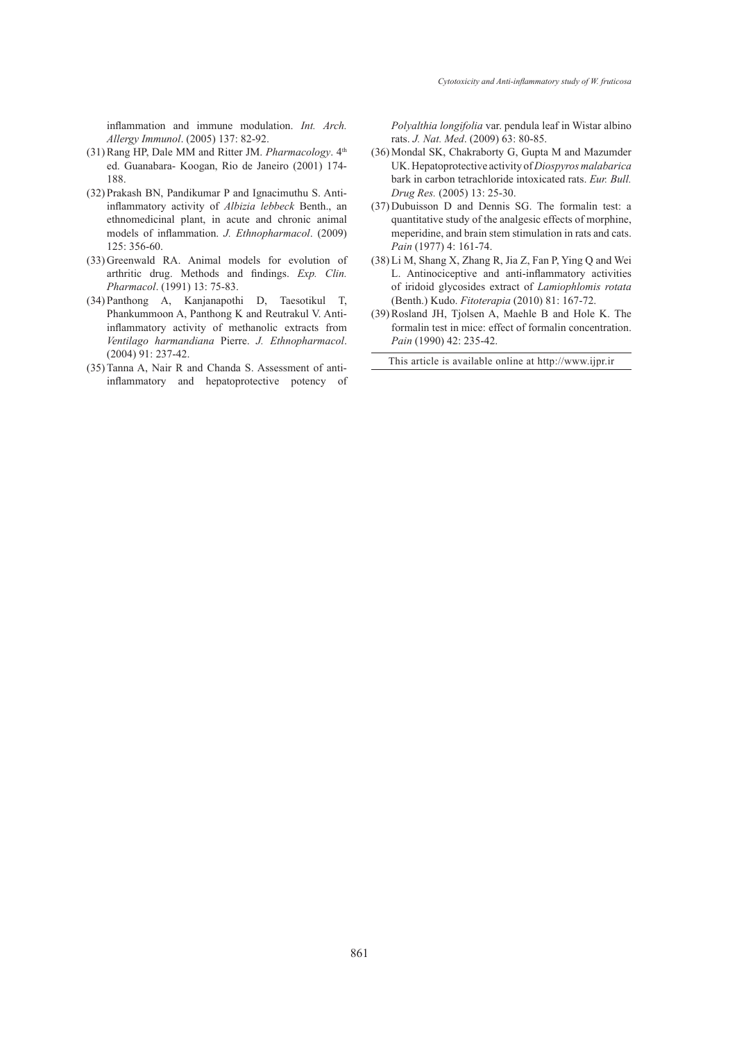inflammation and immune modulation. *Int. Arch. Allergy Immunol*. (2005) 137: 82-92.

(31) Rang HP, Dale MM and Ritter JM. *Pharmacology*. 4th ed. Guanabara- Koogan, Rio de Janeiro (2001) 174-188.

(32) Prakash BN, Pandikumar P and Ignacimuthu S. Anti-inflammatory activity of *Albizia lebbeck* Benth., an ethnomedicinal plant, in acute and chronic animal models of inflammation. *J. Ethnopharmacol*. (2009) 125: 356-60.

(33) Greenwald RA. Animal models for evolution of arthritic drug. Methods and findings. *Exp. Clin. Pharmacol*. (1991) 13: 75-83.

(34) Panthong A, Kanjanapothi D, Taesotikul T, Phankummoon A, Panthong K and Reutrakul V. Anti-inflammatory activity of methanolic extracts from *Ventilago harmandiana* Pierre. *J. Ethnopharmacol*. (2004) 91: 237-42.

(35) Tanna A, Nair R and Chanda S. Assessment of anti-inflammatory and hepatoprotective potency of *Polyalthia longifolia* var. pendula leaf in Wistar albino rats. *J. Nat. Med*. (2009) 63: 80-85.

(36) Mondal SK, Chakraborty G, Gupta M and Mazumder UK. Hepatoprotective activity of *Diospyros malabarica* bark in carbon tetrachloride intoxicated rats. *Eur. Bull. Drug Res.* (2005) 13: 25-30.

(37) Dubuisson D and Dennis SG. The formalin test: a quantitative study of the analgesic effects of morphine, meperidine, and brain stem stimulation in rats and cats. *Pain* (1977) 4: 161-74.

(38) Li M, Shang X, Zhang R, Jia Z, Fan P, Ying Q and Wei L. Antinociceptive and anti-inflammatory activities of iridoid glycosides extract of *Lamiophlomis rotata* (Benth.) Kudo. *Fitoterapia* (2010) 81: 167-72.

(39) Rosland JH, Tjolsen A, Maehle B and Hole K. The formalin test in mice: effect of formalin concentration. *Pain* (1990) 42: 235-42.

This article is available online at http://www.ijpr.ir